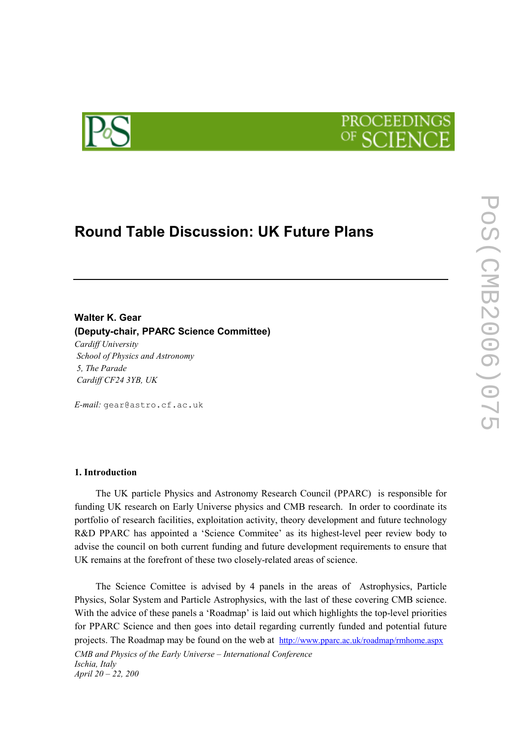# Round Table Discussion: UK Future Plans

**Walter K. Gear**
**(Deputy-chair, PPARC Science Committee)**
*Cardiff University*
*School of Physics and Astronomy*
*5, The Parade*
*Cardiff CF24 3YB, UK*

*E-mail:* gear@astro.cf.ac.uk

## 1. Introduction

The UK particle Physics and Astronomy Research Council (PPARC) is responsible for funding UK research on Early Universe physics and CMB research. In order to coordinate its portfolio of research facilities, exploitation activity, theory development and future technology R&D PPARC has appointed a 'Science Commitee' as its highest-level peer review body to advise the council on both current funding and future development requirements to ensure that UK remains at the forefront of these two closely-related areas of science.

The Science Comittee is advised by 4 panels in the areas of Astrophysics, Particle Physics, Solar System and Particle Astrophysics, with the last of these covering CMB science. With the advice of these panels a 'Roadmap' is laid out which highlights the top-level priorities for PPARC Science and then goes into detail regarding currently funded and potential future projects. The Roadmap may be found on the web at http://www.pparc.ac.uk/roadmap/rmhome.aspx

*CMB and Physics of the Early Universe – International Conference*
*Ischia, Italy*
*April 20 – 22, 200*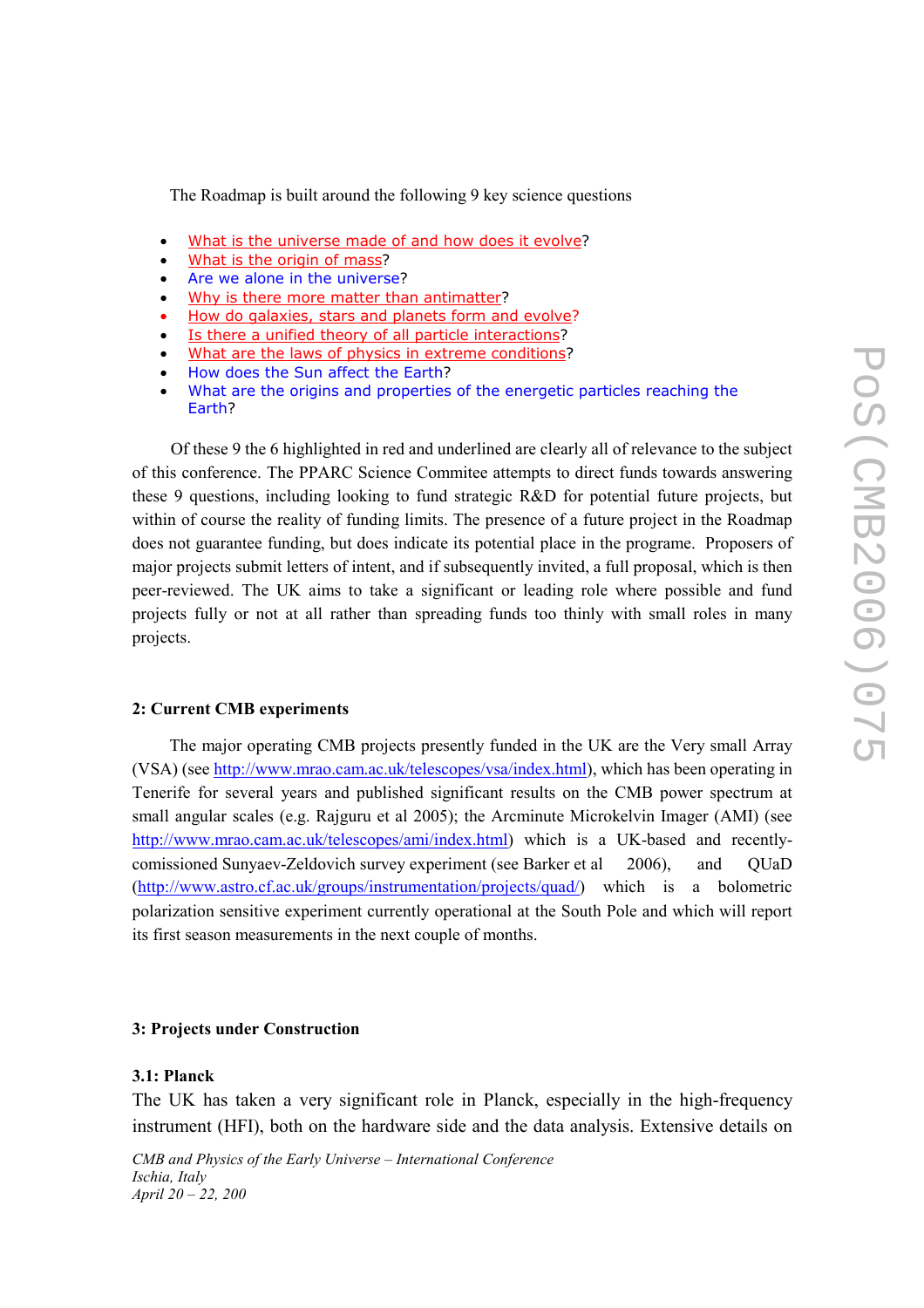The Roadmap is built around the following 9 key science questions

- What is the universe made of and how does it evolve?
- What is the origin of mass?
- Are we alone in the universe?
- Why is there more matter than antimatter?
- How do galaxies, stars and planets form and evolve?
- Is there a unified theory of all particle interactions?
- What are the laws of physics in extreme conditions?
- How does the Sun affect the Earth?
- What are the origins and properties of the energetic particles reaching the Earth?

Of these 9 the 6 highlighted in red and underlined are clearly all of relevance to the subject of this conference. The PPARC Science Commitee attempts to direct funds towards answering these 9 questions, including looking to fund strategic R&D for potential future projects, but within of course the reality of funding limits. The presence of a future project in the Roadmap does not guarantee funding, but does indicate its potential place in the programe. Proposers of major projects submit letters of intent, and if subsequently invited, a full proposal, which is then peer-reviewed. The UK aims to take a significant or leading role where possible and fund projects fully or not at all rather than spreading funds too thinly with small roles in many projects.

## 2: Current CMB experiments

The major operating CMB projects presently funded in the UK are the Very small Array (VSA) (see http://www.mrao.cam.ac.uk/telescopes/vsa/index.html), which has been operating in Tenerife for several years and published significant results on the CMB power spectrum at small angular scales (e.g. Rajguru et al 2005); the Arcminute Microkelvin Imager (AMI) (see http://www.mrao.cam.ac.uk/telescopes/ami/index.html) which is a UK-based and recently-comissioned Sunyaev-Zeldovich survey experiment (see Barker et al 2006), and QUaD (http://www.astro.cf.ac.uk/groups/instrumentation/projects/quad/) which is a bolometric polarization sensitive experiment currently operational at the South Pole and which will report its first season measurements in the next couple of months.

## 3: Projects under Construction

### 3.1: Planck

The UK has taken a very significant role in Planck, especially in the high-frequency instrument (HFI), both on the hardware side and the data analysis. Extensive details on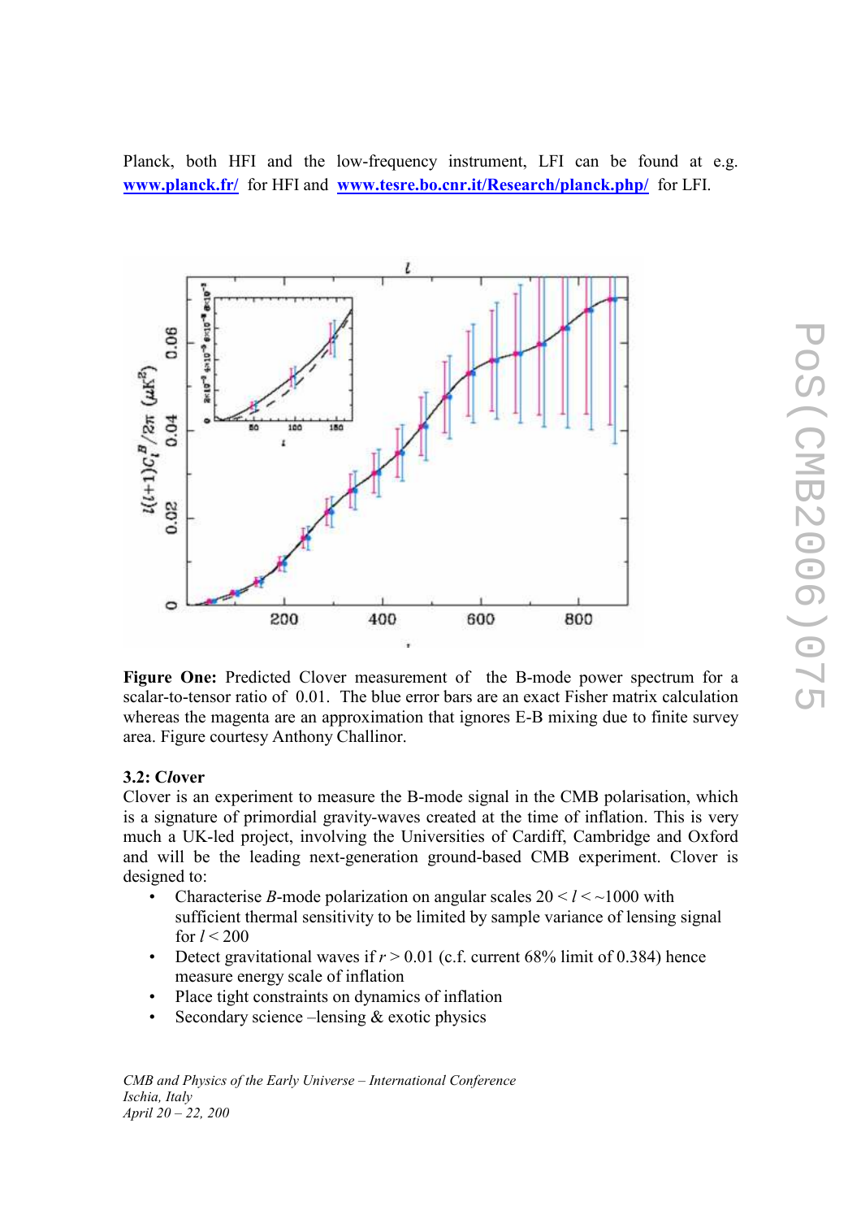Planck, both HFI and the low-frequency instrument, LFI can be found at e.g. [www.planck.fr/](www.planck.fr/) for HFI and [www.tesre.bo.cnr.it/Research/planck.php/](www.tesre.bo.cnr.it/Research/planck.php/) for LFI.

**Figure One:** Predicted Clover measurement of the B-mode power spectrum for a scalar-to-tensor ratio of 0.01. The blue error bars are an exact Fisher matrix calculation whereas the magenta are an approximation that ignores E-B mixing due to finite survey area. Figure courtesy Anthony Challinor.

**3.2: C*l*over**

Clover is an experiment to measure the B-mode signal in the CMB polarisation, which is a signature of primordial gravity-waves created at the time of inflation. This is very much a UK-led project, involving the Universities of Cardiff, Cambridge and Oxford and will be the leading next-generation ground-based CMB experiment. Clover is designed to:

- Characterise *B*-mode polarization on angular scales $20 < l < \sim 1000$ with sufficient thermal sensitivity to be limited by sample variance of lensing signal for $l < 200$
- Detect gravitational waves if $r > 0.01$ (c.f. current 68% limit of 0.384) hence measure energy scale of inflation
- Place tight constraints on dynamics of inflation
- Secondary science –lensing & exotic physics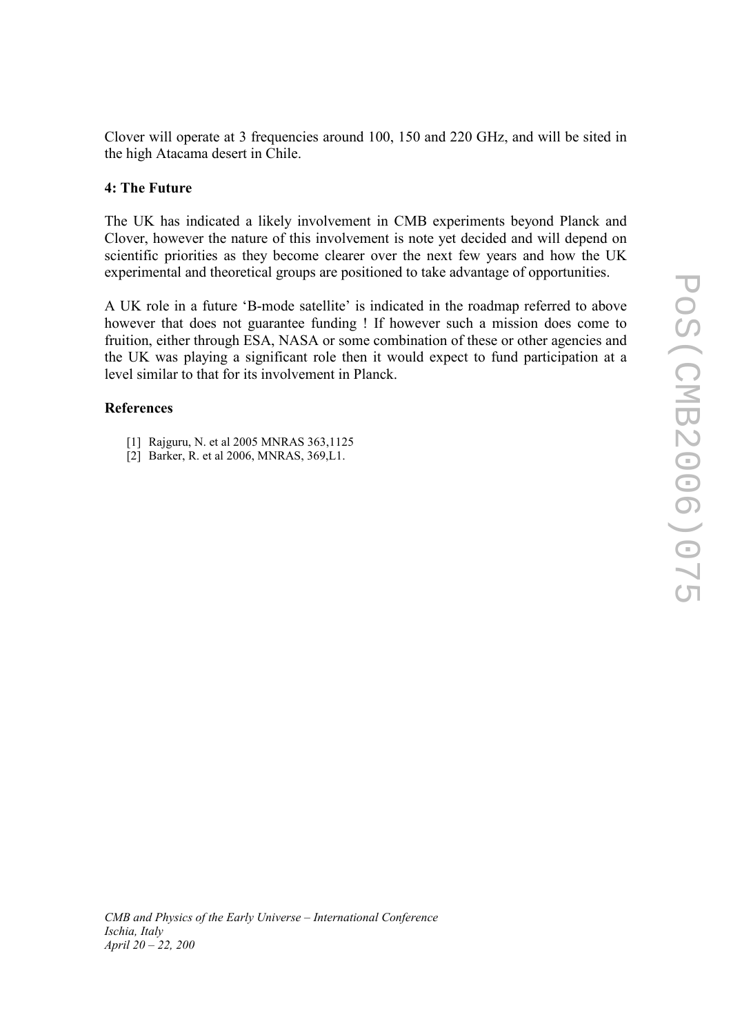Clover will operate at 3 frequencies around 100, 150 and 220 GHz, and will be sited in the high Atacama desert in Chile.

### 4: The Future

The UK has indicated a likely involvement in CMB experiments beyond Planck and Clover, however the nature of this involvement is note yet decided and will depend on scientific priorities as they become clearer over the next few years and how the UK experimental and theoretical groups are positioned to take advantage of opportunities.

A UK role in a future 'B-mode satellite' is indicated in the roadmap referred to above however that does not guarantee funding ! If however such a mission does come to fruition, either through ESA, NASA or some combination of these or other agencies and the UK was playing a significant role then it would expect to fund participation at a level similar to that for its involvement in Planck.

### References

[1] Rajguru, N. et al 2005 MNRAS 363,1125
[2] Barker, R. et al 2006, MNRAS, 369,L1.